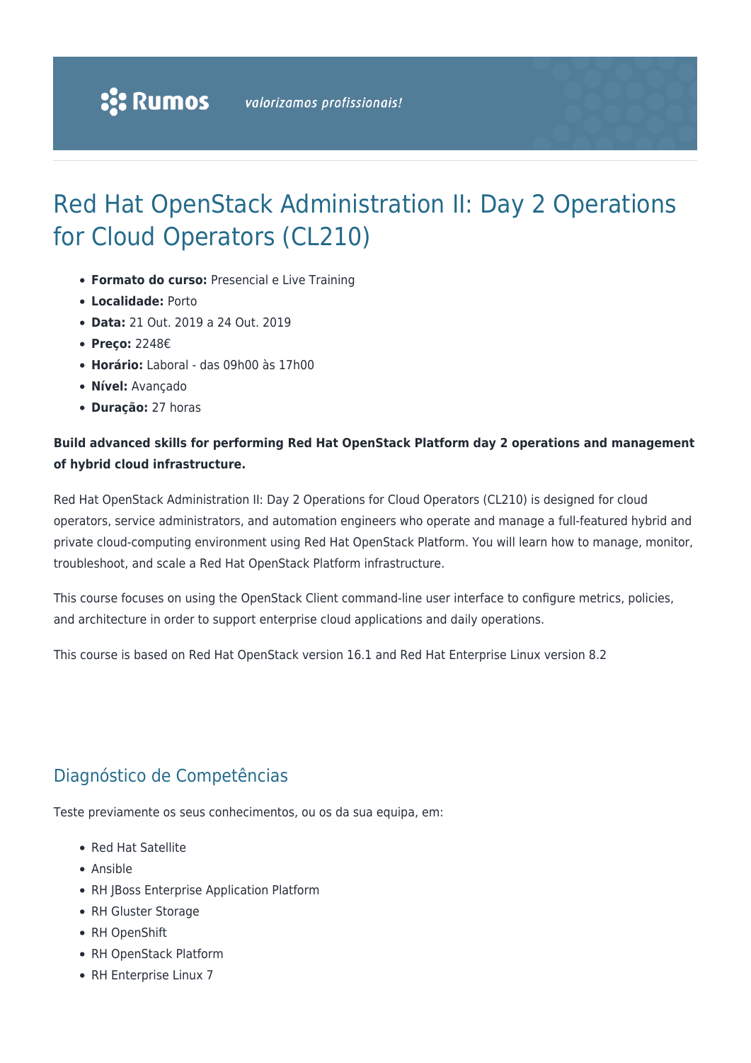# Red Hat OpenStack Administration II: Day 2 Operations for Cloud Operators (CL210)

- **Formato do curso:** Presencial e Live Training
- **Localidade:** Porto
- **Data:** 21 Out. 2019 a 24 Out. 2019
- **Preço:** 2248€
- **Horário:** Laboral - das 09h00 às 17h00
- **Nível:** Avançado
- **Duração:** 27 horas

**Build advanced skills for performing Red Hat OpenStack Platform day 2 operations and management of hybrid cloud infrastructure.**

Red Hat OpenStack Administration II: Day 2 Operations for Cloud Operators (CL210) is designed for cloud operators, service administrators, and automation engineers who operate and manage a full-featured hybrid and private cloud-computing environment using Red Hat OpenStack Platform. You will learn how to manage, monitor, troubleshoot, and scale a Red Hat OpenStack Platform infrastructure.

This course focuses on using the OpenStack Client command-line user interface to configure metrics, policies, and architecture in order to support enterprise cloud applications and daily operations.

This course is based on Red Hat OpenStack version 16.1 and Red Hat Enterprise Linux version 8.2

## Diagnóstico de Competências

Teste previamente os seus conhecimentos, ou os da sua equipa, em:

- Red Hat Satellite
- Ansible
- RH JBoss Enterprise Application Platform
- RH Gluster Storage
- RH OpenShift
- RH OpenStack Platform
- RH Enterprise Linux 7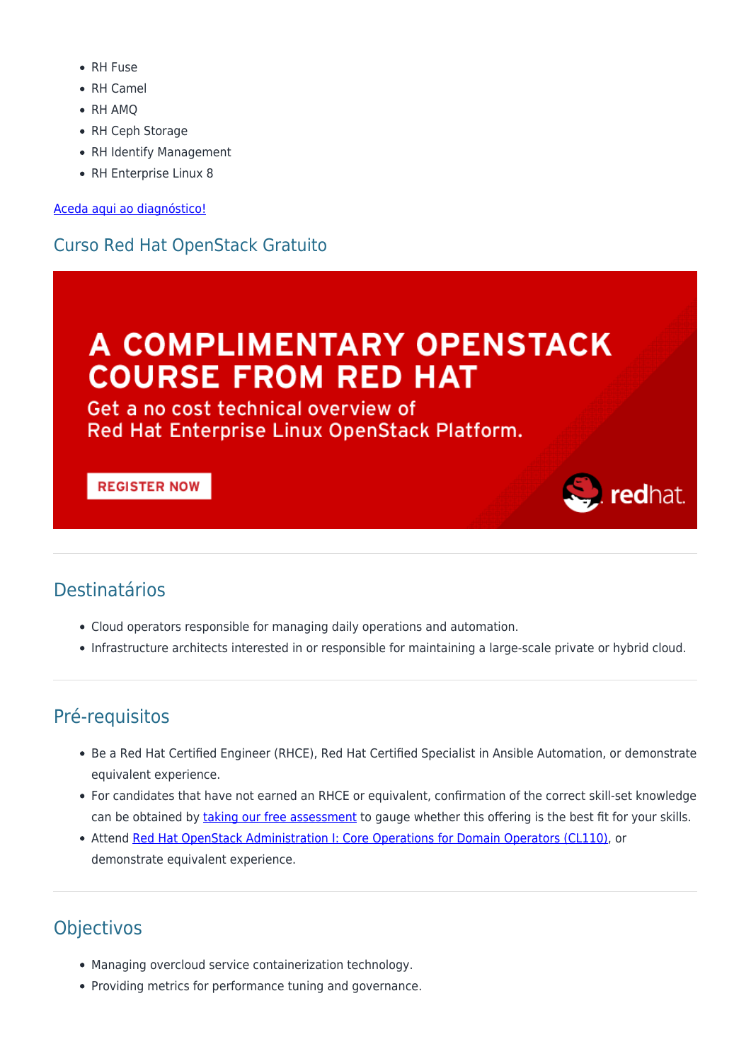- RH Fuse
- RH Camel
- RH AMQ
- RH Ceph Storage
- RH Identify Management
- RH Enterprise Linux 8

[Aceda aqui ao diagnóstico!]

## Curso Red Hat OpenStack Gratuito

A COMPLIMENTARY OPENSTACK COURSE FROM RED HAT

Get a no cost technical overview of Red Hat Enterprise Linux OpenStack Platform.

REGISTER NOW

## Destinatários

- Cloud operators responsible for managing daily operations and automation.
- Infrastructure architects interested in or responsible for maintaining a large-scale private or hybrid cloud.

## Pré-requisitos

- Be a Red Hat Certified Engineer (RHCE), Red Hat Certified Specialist in Ansible Automation, or demonstrate equivalent experience.
- For candidates that have not earned an RHCE or equivalent, confirmation of the correct skill-set knowledge can be obtained by taking our free assessment to gauge whether this offering is the best fit for your skills.
- Attend Red Hat OpenStack Administration I: Core Operations for Domain Operators (CL110), or demonstrate equivalent experience.

## Objectivos

- Managing overcloud service containerization technology.
- Providing metrics for performance tuning and governance.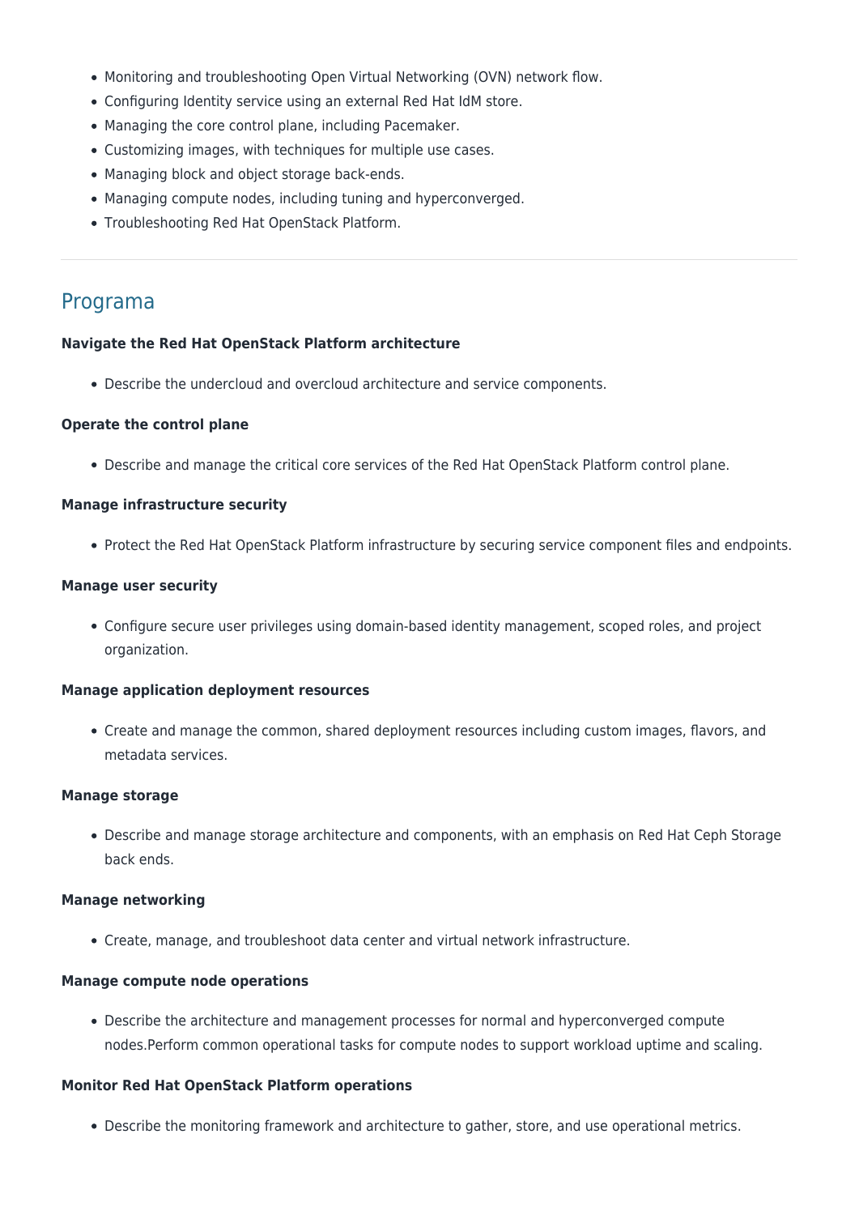- Monitoring and troubleshooting Open Virtual Networking (OVN) network flow.
- Configuring Identity service using an external Red Hat IdM store.
- Managing the core control plane, including Pacemaker.
- Customizing images, with techniques for multiple use cases.
- Managing block and object storage back-ends.
- Managing compute nodes, including tuning and hyperconverged.
- Troubleshooting Red Hat OpenStack Platform.

## Programa

**Navigate the Red Hat OpenStack Platform architecture**

- Describe the undercloud and overcloud architecture and service components.

**Operate the control plane**

- Describe and manage the critical core services of the Red Hat OpenStack Platform control plane.

**Manage infrastructure security**

- Protect the Red Hat OpenStack Platform infrastructure by securing service component files and endpoints.

**Manage user security**

- Configure secure user privileges using domain-based identity management, scoped roles, and project organization.

**Manage application deployment resources**

- Create and manage the common, shared deployment resources including custom images, flavors, and metadata services.

**Manage storage**

- Describe and manage storage architecture and components, with an emphasis on Red Hat Ceph Storage back ends.

**Manage networking**

- Create, manage, and troubleshoot data center and virtual network infrastructure.

**Manage compute node operations**

- Describe the architecture and management processes for normal and hyperconverged compute nodes.Perform common operational tasks for compute nodes to support workload uptime and scaling.

**Monitor Red Hat OpenStack Platform operations**

- Describe the monitoring framework and architecture to gather, store, and use operational metrics.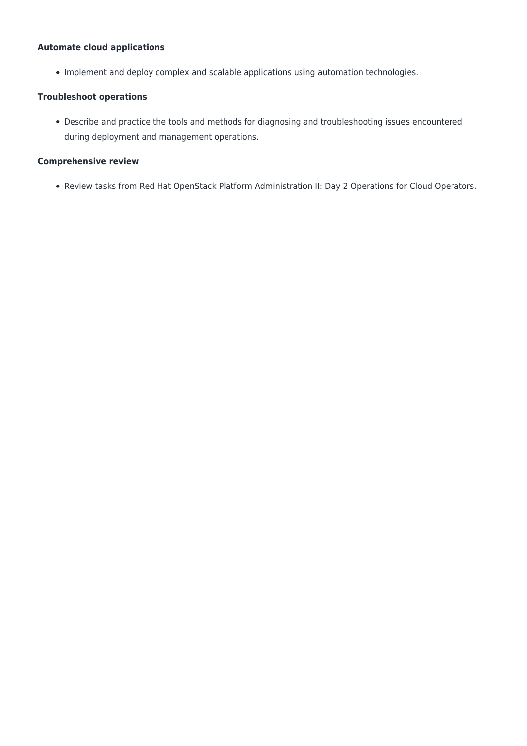**Automate cloud applications**

- Implement and deploy complex and scalable applications using automation technologies.

**Troubleshoot operations**

- Describe and practice the tools and methods for diagnosing and troubleshooting issues encountered during deployment and management operations.

**Comprehensive review**

- Review tasks from Red Hat OpenStack Platform Administration II: Day 2 Operations for Cloud Operators.